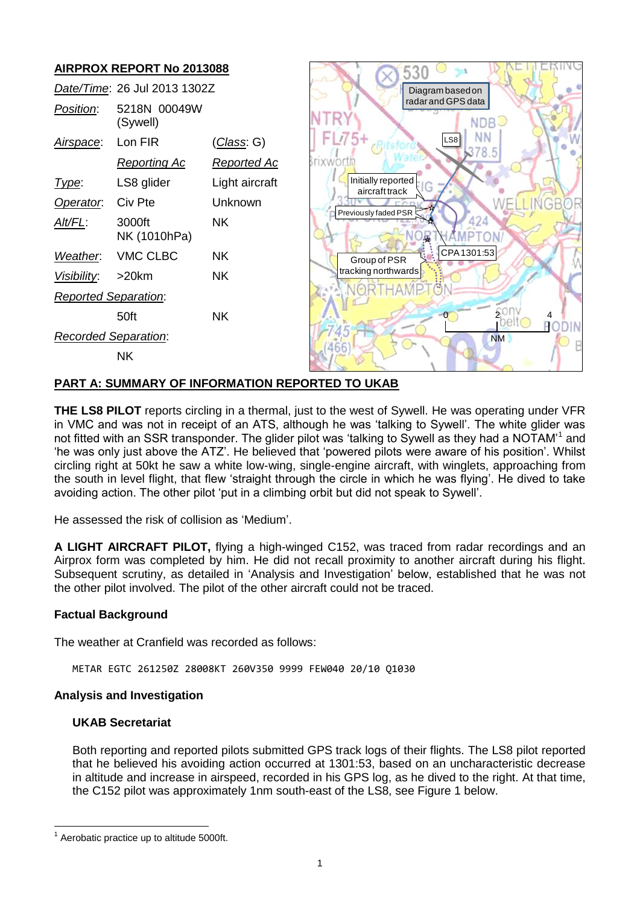## AIRPROX REPORT No 2013088

| | | |
|---|---|---|
| *Date/Time*: | 26 Jul 2013 1302Z | |
| *Position*: | 5218N 00049W (Sywell) | |
| *Airspace*: | Lon FIR | (*Class*: G) |
| | *Reporting Ac* | *Reported Ac* |
| *Type*: | LS8 glider | Light aircraft |
| *Operator*: | Civ Pte | Unknown |
| *Alt/FL*: | 3000ft NK (1010hPa) | NK |
| *Weather*: | VMC CLBC | NK |
| *Visibility*: | >20km | NK |
| *Reported Separation*: | | |
| | 50ft | NK |
| *Recorded Separation*: | | |
| | NK | |

## PART A: SUMMARY OF INFORMATION REPORTED TO UKAB

**THE LS8 PILOT** reports circling in a thermal, just to the west of Sywell. He was operating under VFR in VMC and was not in receipt of an ATS, although he was 'talking to Sywell'. The white glider was not fitted with an SSR transponder. The glider pilot was 'talking to Sywell as they had a NOTAM'[1] and 'he was only just above the ATZ'. He believed that 'powered pilots were aware of his position'. Whilst circling right at 50kt he saw a white low-wing, single-engine aircraft, with winglets, approaching from the south in level flight, that flew 'straight through the circle in which he was flying'. He dived to take avoiding action. The other pilot 'put in a climbing orbit but did not speak to Sywell'.

He assessed the risk of collision as 'Medium'.

**A LIGHT AIRCRAFT PILOT,** flying a high-winged C152, was traced from radar recordings and an Airprox form was completed by him. He did not recall proximity to another aircraft during his flight. Subsequent scrutiny, as detailed in 'Analysis and Investigation' below, established that he was not the other pilot involved. The pilot of the other aircraft could not be traced.

### Factual Background

The weather at Cranfield was recorded as follows:

```
METAR EGTC 261250Z 28008KT 260V350 9999 FEW040 20/10 Q1030
```

### Analysis and Investigation

#### UKAB Secretariat

Both reporting and reported pilots submitted GPS track logs of their flights. The LS8 pilot reported that he believed his avoiding action occurred at 1301:53, based on an uncharacteristic decrease in altitude and increase in airspeed, recorded in his GPS log, as he dived to the right. At that time, the C152 pilot was approximately 1nm south-east of the LS8, see Figure 1 below.

[1] Aerobatic practice up to altitude 5000ft.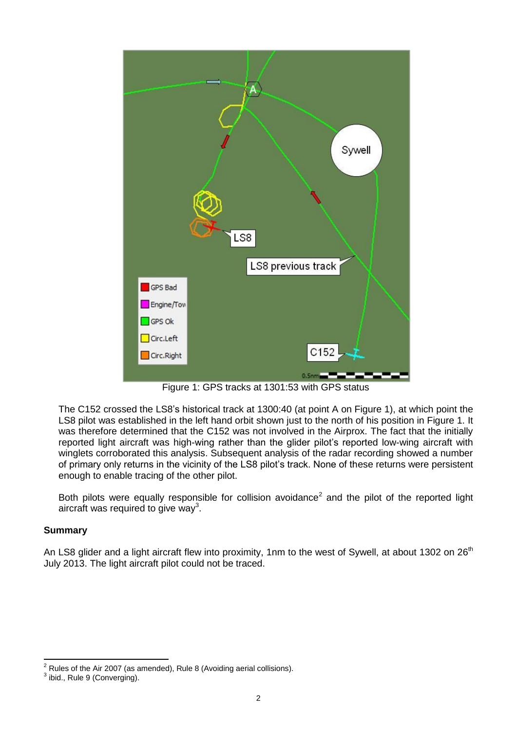Figure 1: GPS tracks at 1301:53 with GPS status

The C152 crossed the LS8's historical track at 1300:40 (at point A on Figure 1), at which point the LS8 pilot was established in the left hand orbit shown just to the north of his position in Figure 1. It was therefore determined that the C152 was not involved in the Airprox. The fact that the initially reported light aircraft was high-wing rather than the glider pilot's reported low-wing aircraft with winglets corroborated this analysis. Subsequent analysis of the radar recording showed a number of primary only returns in the vicinity of the LS8 pilot's track. None of these returns were persistent enough to enable tracing of the other pilot.

Both pilots were equally responsible for collision avoidance[2] and the pilot of the reported light aircraft was required to give way[3].

## Summary

An LS8 glider and a light aircraft flew into proximity, 1nm to the west of Sywell, at about 1302 on 26th July 2013. The light aircraft pilot could not be traced.

---

[2] Rules of the Air 2007 (as amended), Rule 8 (Avoiding aerial collisions).

[3] ibid., Rule 9 (Converging).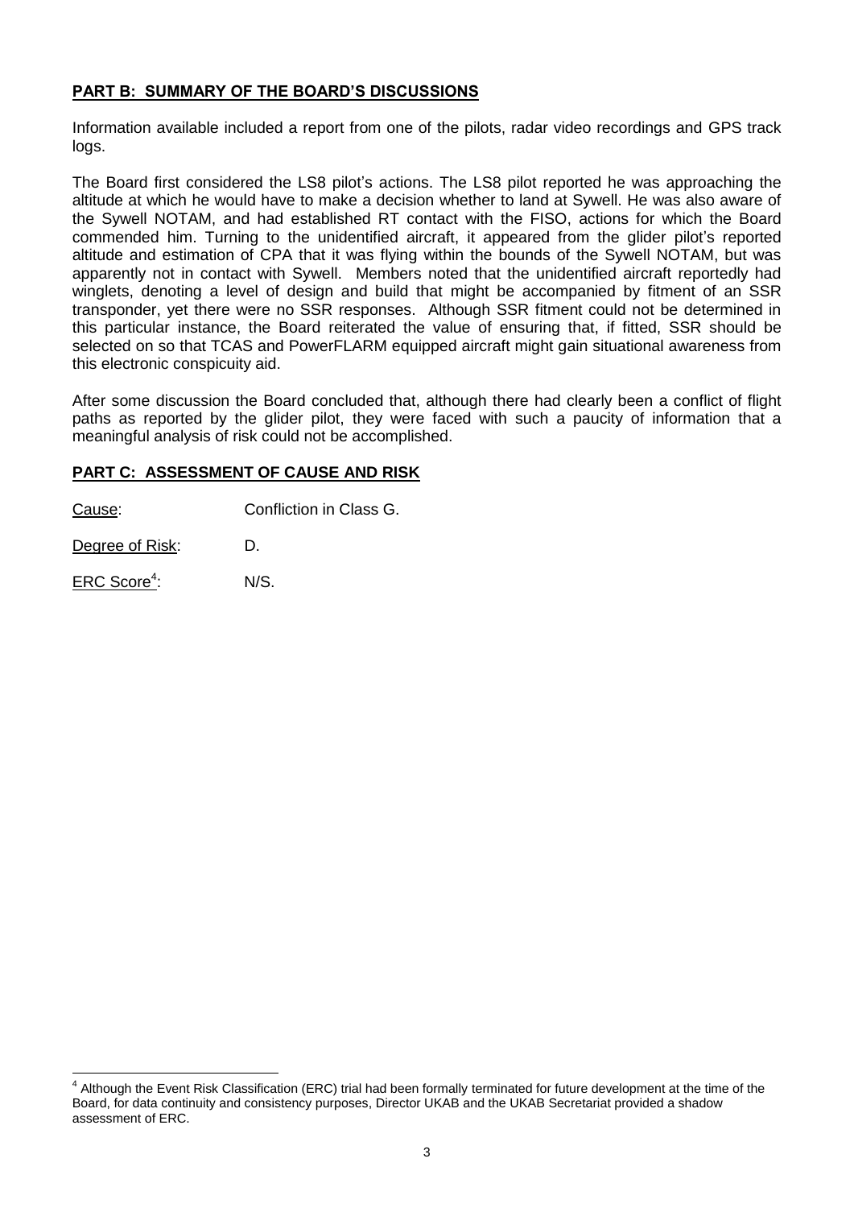## **PART B: SUMMARY OF THE BOARD'S DISCUSSIONS**

Information available included a report from one of the pilots, radar video recordings and GPS track logs.

The Board first considered the LS8 pilot's actions. The LS8 pilot reported he was approaching the altitude at which he would have to make a decision whether to land at Sywell. He was also aware of the Sywell NOTAM, and had established RT contact with the FISO, actions for which the Board commended him. Turning to the unidentified aircraft, it appeared from the glider pilot's reported altitude and estimation of CPA that it was flying within the bounds of the Sywell NOTAM, but was apparently not in contact with Sywell. Members noted that the unidentified aircraft reportedly had winglets, denoting a level of design and build that might be accompanied by fitment of an SSR transponder, yet there were no SSR responses. Although SSR fitment could not be determined in this particular instance, the Board reiterated the value of ensuring that, if fitted, SSR should be selected on so that TCAS and PowerFLARM equipped aircraft might gain situational awareness from this electronic conspicuity aid.

After some discussion the Board concluded that, although there had clearly been a conflict of flight paths as reported by the glider pilot, they were faced with such a paucity of information that a meaningful analysis of risk could not be accomplished.

## **PART C: ASSESSMENT OF CAUSE AND RISK**

Cause: Confliction in Class G.

Degree of Risk: D.

ERC Score[4]: N/S.

[4] Although the Event Risk Classification (ERC) trial had been formally terminated for future development at the time of the Board, for data continuity and consistency purposes, Director UKAB and the UKAB Secretariat provided a shadow assessment of ERC.